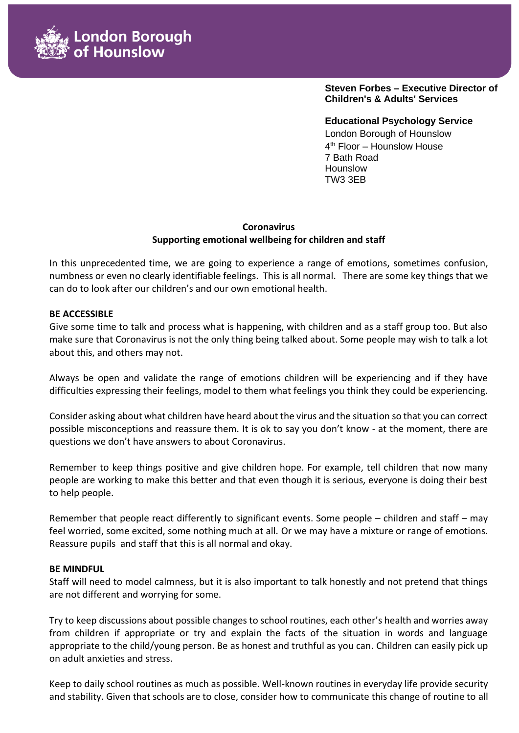London Borough of Hounslow

**Steven Forbes – Executive Director of Children's & Adults' Services**

**Educational Psychology Service**
London Borough of Hounslow
4th Floor – Hounslow House
7 Bath Road
Hounslow
TW3 3EB

## Coronavirus
## Supporting emotional wellbeing for children and staff

In this unprecedented time, we are going to experience a range of emotions, sometimes confusion, numbness or even no clearly identifiable feelings. This is all normal. There are some key things that we can do to look after our children's and our own emotional health.

**BE ACCESSIBLE**

Give some time to talk and process what is happening, with children and as a staff group too. But also make sure that Coronavirus is not the only thing being talked about. Some people may wish to talk a lot about this, and others may not.

Always be open and validate the range of emotions children will be experiencing and if they have difficulties expressing their feelings, model to them what feelings you think they could be experiencing.

Consider asking about what children have heard about the virus and the situation so that you can correct possible misconceptions and reassure them. It is ok to say you don't know - at the moment, there are questions we don't have answers to about Coronavirus.

Remember to keep things positive and give children hope. For example, tell children that now many people are working to make this better and that even though it is serious, everyone is doing their best to help people.

Remember that people react differently to significant events. Some people – children and staff – may feel worried, some excited, some nothing much at all. Or we may have a mixture or range of emotions. Reassure pupils and staff that this is all normal and okay.

**BE MINDFUL**

Staff will need to model calmness, but it is also important to talk honestly and not pretend that things are not different and worrying for some.

Try to keep discussions about possible changes to school routines, each other's health and worries away from children if appropriate or try and explain the facts of the situation in words and language appropriate to the child/young person. Be as honest and truthful as you can. Children can easily pick up on adult anxieties and stress.

Keep to daily school routines as much as possible. Well-known routines in everyday life provide security and stability. Given that schools are to close, consider how to communicate this change of routine to all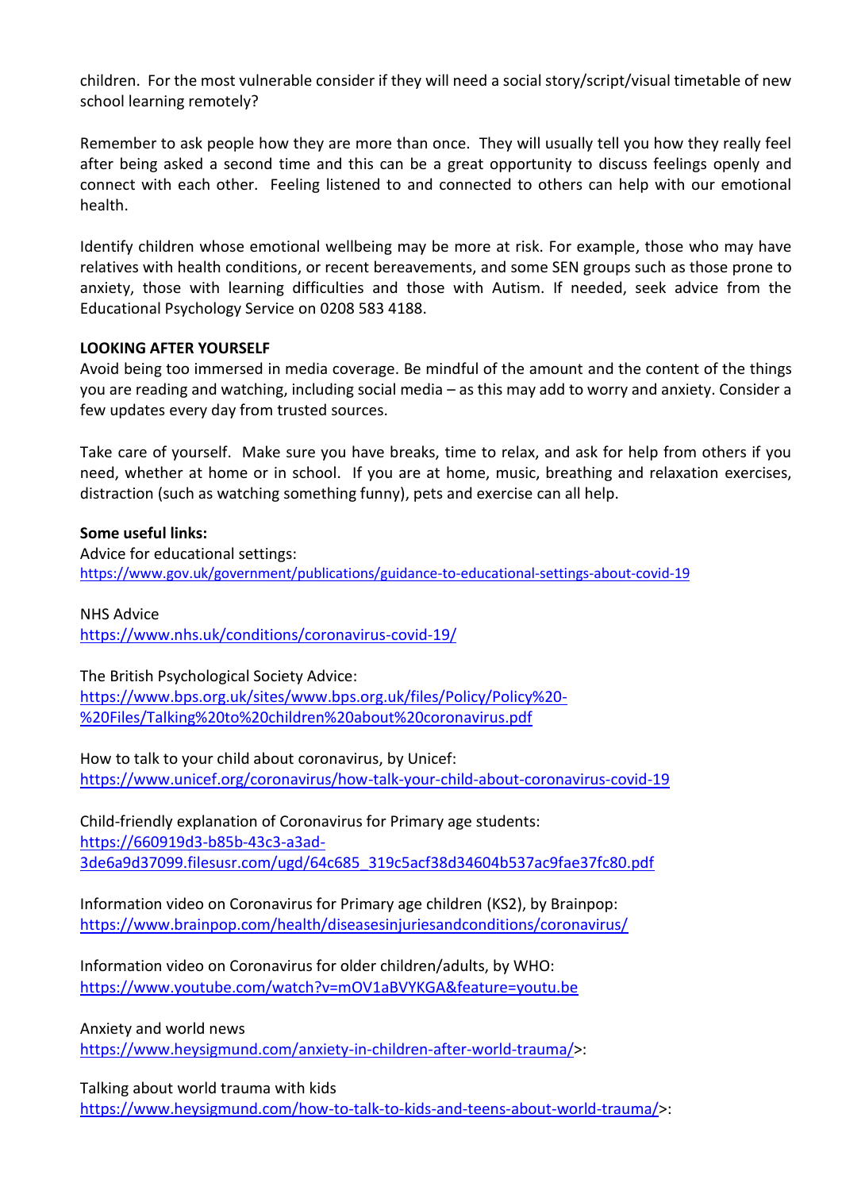children. For the most vulnerable consider if they will need a social story/script/visual timetable of new school learning remotely?

Remember to ask people how they are more than once. They will usually tell you how they really feel after being asked a second time and this can be a great opportunity to discuss feelings openly and connect with each other. Feeling listened to and connected to others can help with our emotional health.

Identify children whose emotional wellbeing may be more at risk. For example, those who may have relatives with health conditions, or recent bereavements, and some SEN groups such as those prone to anxiety, those with learning difficulties and those with Autism. If needed, seek advice from the Educational Psychology Service on 0208 583 4188.

**LOOKING AFTER YOURSELF**

Avoid being too immersed in media coverage. Be mindful of the amount and the content of the things you are reading and watching, including social media – as this may add to worry and anxiety. Consider a few updates every day from trusted sources.

Take care of yourself. Make sure you have breaks, time to relax, and ask for help from others if you need, whether at home or in school. If you are at home, music, breathing and relaxation exercises, distraction (such as watching something funny), pets and exercise can all help.

**Some useful links:**

Advice for educational settings:
https://www.gov.uk/government/publications/guidance-to-educational-settings-about-covid-19

NHS Advice
https://www.nhs.uk/conditions/coronavirus-covid-19/

The British Psychological Society Advice:
https://www.bps.org.uk/sites/www.bps.org.uk/files/Policy/Policy%20-%20Files/Talking%20to%20children%20about%20coronavirus.pdf

How to talk to your child about coronavirus, by Unicef:
https://www.unicef.org/coronavirus/how-talk-your-child-about-coronavirus-covid-19

Child-friendly explanation of Coronavirus for Primary age students:
https://660919d3-b85b-43c3-a3ad-3de6a9d37099.filesusr.com/ugd/64c685_319c5acf38d34604b537ac9fae37fc80.pdf

Information video on Coronavirus for Primary age children (KS2), by Brainpop:
https://www.brainpop.com/health/diseasesinjuriesandconditions/coronavirus/

Information video on Coronavirus for older children/adults, by WHO:
https://www.youtube.com/watch?v=mOV1aBVYKGA&feature=youtu.be

Anxiety and world news
https://www.heysigmund.com/anxiety-in-children-after-world-trauma/>:

Talking about world trauma with kids
https://www.heysigmund.com/how-to-talk-to-kids-and-teens-about-world-trauma/>: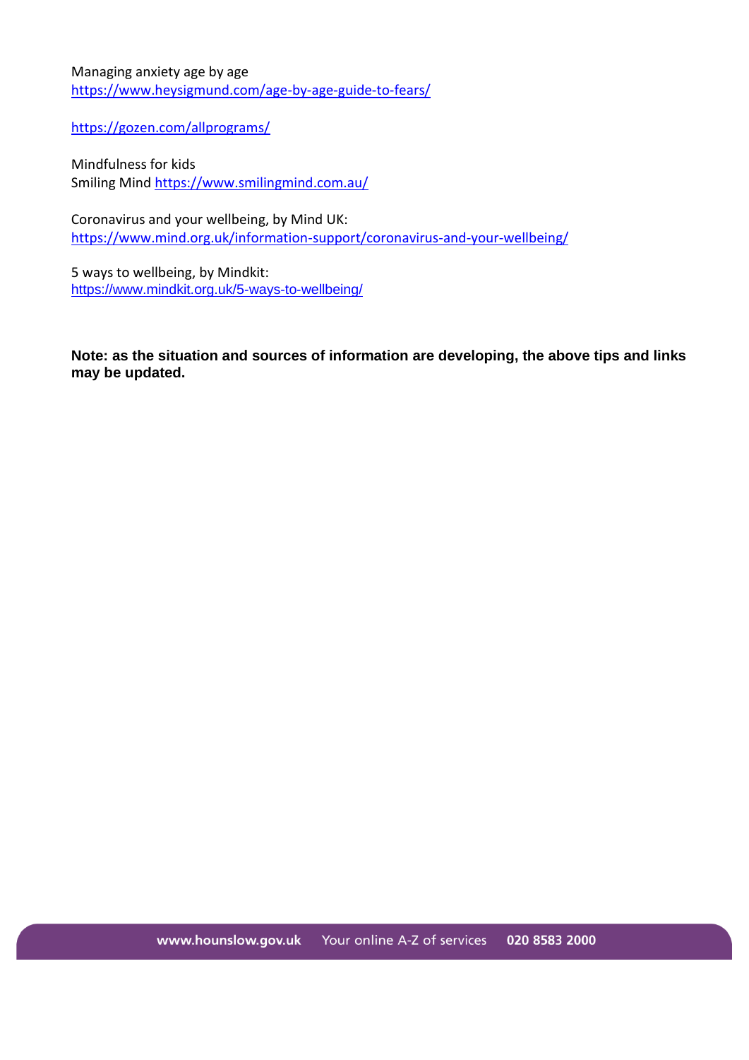Managing anxiety age by age
https://www.heysigmund.com/age-by-age-guide-to-fears/

https://gozen.com/allprograms/

Mindfulness for kids
Smiling Mind https://www.smilingmind.com.au/

Coronavirus and your wellbeing, by Mind UK:
https://www.mind.org.uk/information-support/coronavirus-and-your-wellbeing/

5 ways to wellbeing, by Mindkit:
https://www.mindkit.org.uk/5-ways-to-wellbeing/

**Note: as the situation and sources of information are developing, the above tips and links may be updated.**